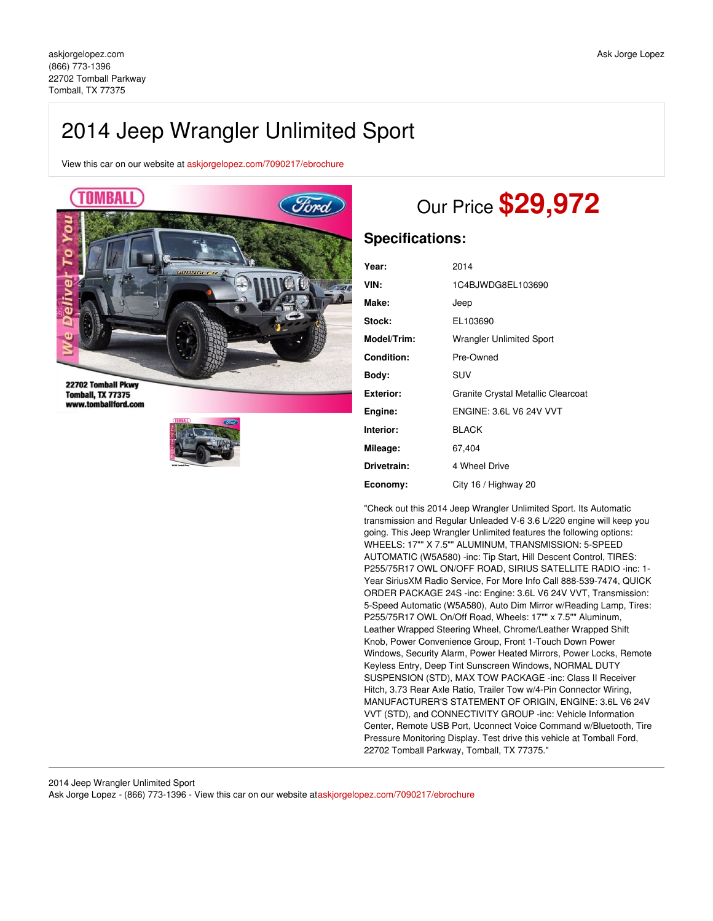askjorgelopez.com
(866) 773-1396
22702 Tomball Parkway
Tomball, TX 77375

Ask Jorge Lopez

# 2014 Jeep Wrangler Unlimited Sport

View this car on our website at askjorgelopez.com/7090217/ebrochure

## Our Price **$29,972**

## Specifications:

| | |
|---|---|
| **Year:** | 2014 |
| **VIN:** | 1C4BJWDG8EL103690 |
| **Make:** | Jeep |
| **Stock:** | EL103690 |
| **Model/Trim:** | Wrangler Unlimited Sport |
| **Condition:** | Pre-Owned |
| **Body:** | SUV |
| **Exterior:** | Granite Crystal Metallic Clearcoat |
| **Engine:** | ENGINE: 3.6L V6 24V VVT |
| **Interior:** | BLACK |
| **Mileage:** | 67,404 |
| **Drivetrain:** | 4 Wheel Drive |
| **Economy:** | City 16 / Highway 20 |

"Check out this 2014 Jeep Wrangler Unlimited Sport. Its Automatic transmission and Regular Unleaded V-6 3.6 L/220 engine will keep you going. This Jeep Wrangler Unlimited features the following options: WHEELS: 17"" X 7.5"" ALUMINUM, TRANSMISSION: 5-SPEED AUTOMATIC (W5A580) -inc: Tip Start, Hill Descent Control, TIRES: P255/75R17 OWL ON/OFF ROAD, SIRIUS SATELLITE RADIO -inc: 1-Year SiriusXM Radio Service, For More Info Call 888-539-7474, QUICK ORDER PACKAGE 24S -inc: Engine: 3.6L V6 24V VVT, Transmission: 5-Speed Automatic (W5A580), Auto Dim Mirror w/Reading Lamp, Tires: P255/75R17 OWL On/Off Road, Wheels: 17"" x 7.5"" Aluminum, Leather Wrapped Steering Wheel, Chrome/Leather Wrapped Shift Knob, Power Convenience Group, Front 1-Touch Down Power Windows, Security Alarm, Power Heated Mirrors, Power Locks, Remote Keyless Entry, Deep Tint Sunscreen Windows, NORMAL DUTY SUSPENSION (STD), MAX TOW PACKAGE -inc: Class II Receiver Hitch, 3.73 Rear Axle Ratio, Trailer Tow w/4-Pin Connector Wiring, MANUFACTURER'S STATEMENT OF ORIGIN, ENGINE: 3.6L V6 24V VVT (STD), and CONNECTIVITY GROUP -inc: Vehicle Information Center, Remote USB Port, Uconnect Voice Command w/Bluetooth, Tire Pressure Monitoring Display. Test drive this vehicle at Tomball Ford, 22702 Tomball Parkway, Tomball, TX 77375."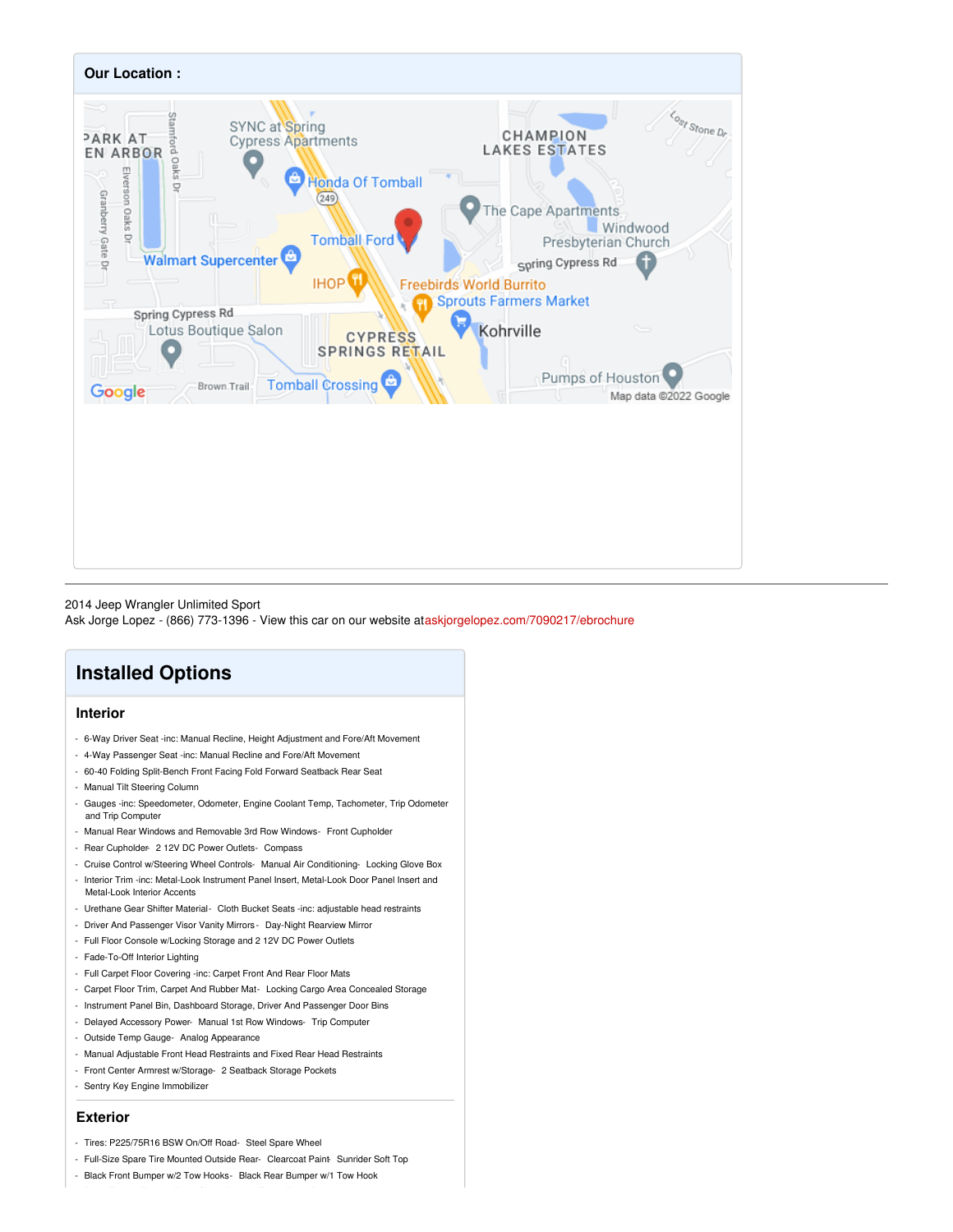## Our Location :

2014 Jeep Wrangler Unlimited Sport
Ask Jorge Lopez - (866) 773-1396 - View this car on our website at askjorgelopez.com/7090217/ebrochure

# Installed Options

### Interior

- 6-Way Driver Seat -inc: Manual Recline, Height Adjustment and Fore/Aft Movement
- 4-Way Passenger Seat -inc: Manual Recline and Fore/Aft Movement
- 60-40 Folding Split-Bench Front Facing Fold Forward Seatback Rear Seat
- Manual Tilt Steering Column
- Gauges -inc: Speedometer, Odometer, Engine Coolant Temp, Tachometer, Trip Odometer and Trip Computer
- Manual Rear Windows and Removable 3rd Row Windows- Front Cupholder
- Rear Cupholder- 2 12V DC Power Outlets- Compass
- Cruise Control w/Steering Wheel Controls- Manual Air Conditioning- Locking Glove Box
- Interior Trim -inc: Metal-Look Instrument Panel Insert, Metal-Look Door Panel Insert and Metal-Look Interior Accents
- Urethane Gear Shifter Material- Cloth Bucket Seats -inc: adjustable head restraints
- Driver And Passenger Visor Vanity Mirrors - Day-Night Rearview Mirror
- Full Floor Console w/Locking Storage and 2 12V DC Power Outlets
- Fade-To-Off Interior Lighting
- Full Carpet Floor Covering -inc: Carpet Front And Rear Floor Mats
- Carpet Floor Trim, Carpet And Rubber Mat- Locking Cargo Area Concealed Storage
- Instrument Panel Bin, Dashboard Storage, Driver And Passenger Door Bins
- Delayed Accessory Power- Manual 1st Row Windows- Trip Computer
- Outside Temp Gauge- Analog Appearance
- Manual Adjustable Front Head Restraints and Fixed Rear Head Restraints
- Front Center Armrest w/Storage- 2 Seatback Storage Pockets
- Sentry Key Engine Immobilizer

### Exterior

- Tires: P225/75R16 BSW On/Off Road- Steel Spare Wheel
- Full-Size Spare Tire Mounted Outside Rear- Clearcoat Paint- Sunrider Soft Top
- Black Front Bumper w/2 Tow Hooks- Black Rear Bumper w/1 Tow Hook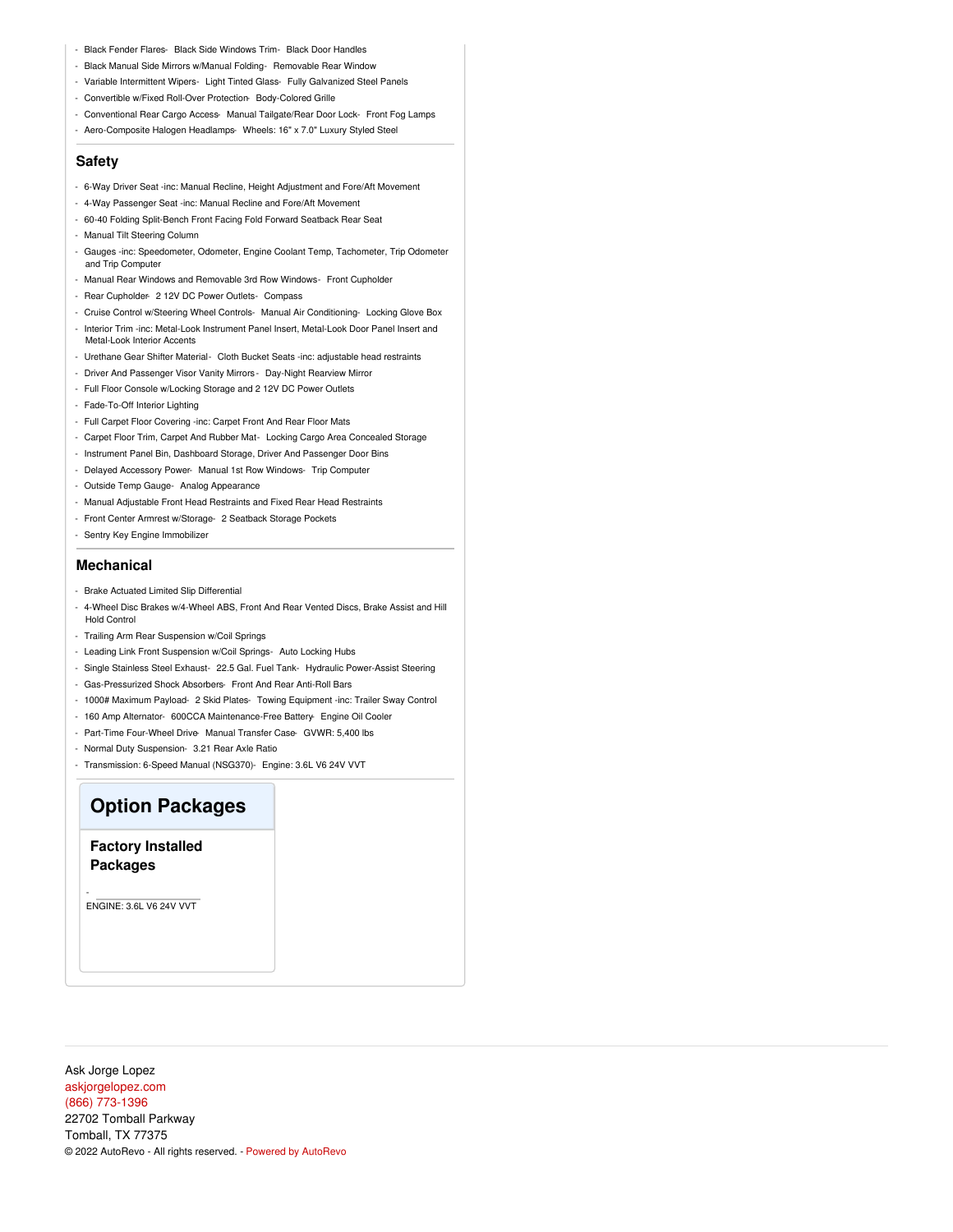- Black Fender Flares- Black Side Windows Trim- Black Door Handles
- Black Manual Side Mirrors w/Manual Folding- Removable Rear Window
- Variable Intermittent Wipers- Light Tinted Glass- Fully Galvanized Steel Panels
- Convertible w/Fixed Roll-Over Protection- Body-Colored Grille
- Conventional Rear Cargo Access- Manual Tailgate/Rear Door Lock- Front Fog Lamps
- Aero-Composite Halogen Headlamps- Wheels: 16" x 7.0" Luxury Styled Steel

## Safety

- 6-Way Driver Seat -inc: Manual Recline, Height Adjustment and Fore/Aft Movement
- 4-Way Passenger Seat -inc: Manual Recline and Fore/Aft Movement
- 60-40 Folding Split-Bench Front Facing Fold Forward Seatback Rear Seat
- Manual Tilt Steering Column
- Gauges -inc: Speedometer, Odometer, Engine Coolant Temp, Tachometer, Trip Odometer and Trip Computer
- Manual Rear Windows and Removable 3rd Row Windows- Front Cupholder
- Rear Cupholder- 2 12V DC Power Outlets- Compass
- Cruise Control w/Steering Wheel Controls- Manual Air Conditioning- Locking Glove Box
- Interior Trim -inc: Metal-Look Instrument Panel Insert, Metal-Look Door Panel Insert and Metal-Look Interior Accents
- Urethane Gear Shifter Material- Cloth Bucket Seats -inc: adjustable head restraints
- Driver And Passenger Visor Vanity Mirrors- Day-Night Rearview Mirror
- Full Floor Console w/Locking Storage and 2 12V DC Power Outlets
- Fade-To-Off Interior Lighting
- Full Carpet Floor Covering -inc: Carpet Front And Rear Floor Mats
- Carpet Floor Trim, Carpet And Rubber Mat- Locking Cargo Area Concealed Storage
- Instrument Panel Bin, Dashboard Storage, Driver And Passenger Door Bins
- Delayed Accessory Power- Manual 1st Row Windows- Trip Computer
- Outside Temp Gauge- Analog Appearance
- Manual Adjustable Front Head Restraints and Fixed Rear Head Restraints
- Front Center Armrest w/Storage- 2 Seatback Storage Pockets
- Sentry Key Engine Immobilizer

## Mechanical

- Brake Actuated Limited Slip Differential
- 4-Wheel Disc Brakes w/4-Wheel ABS, Front And Rear Vented Discs, Brake Assist and Hill Hold Control
- Trailing Arm Rear Suspension w/Coil Springs
- Leading Link Front Suspension w/Coil Springs- Auto Locking Hubs
- Single Stainless Steel Exhaust- 22.5 Gal. Fuel Tank- Hydraulic Power-Assist Steering
- Gas-Pressurized Shock Absorbers- Front And Rear Anti-Roll Bars
- 1000# Maximum Payload- 2 Skid Plates- Towing Equipment -inc: Trailer Sway Control
- 160 Amp Alternator- 600CCA Maintenance-Free Battery- Engine Oil Cooler
- Part-Time Four-Wheel Drive- Manual Transfer Case- GVWR: 5,400 lbs
- Normal Duty Suspension- 3.21 Rear Axle Ratio
- Transmission: 6-Speed Manual (NSG370)- Engine: 3.6L V6 24V VVT

# Option Packages

### Factory Installed Packages

- ENGINE: 3.6L V6 24V VVT

Ask Jorge Lopez
askjorgelopez.com
(866) 773-1396
22702 Tomball Parkway
Tomball, TX 77375
© 2022 AutoRevo - All rights reserved. - Powered by AutoRevo